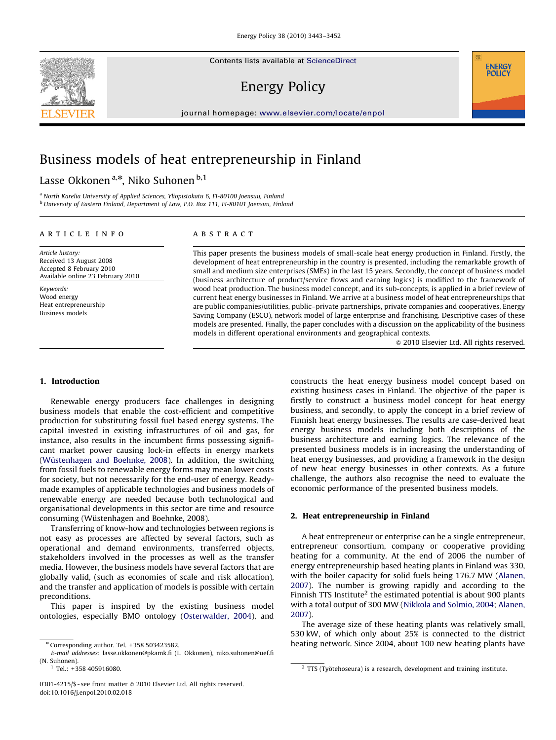# Business models of heat entrepreneurship in Finland

Lasse Okkonen [a,*], Niko Suhonen [b,1]

[a] North Karelia University of Applied Sciences, Yliopistokatu 6, FI-80100 Joensuu, Finland
[b] University of Eastern Finland, Department of Law, P.O. Box 111, FI-80101 Joensuu, Finland

## ARTICLE INFO

*Article history:*
Received 13 August 2008
Accepted 8 February 2010
Available online 23 February 2010

*Keywords:*
Wood energy
Heat entrepreneurship
Business models

## ABSTRACT

This paper presents the business models of small-scale heat energy production in Finland. Firstly, the development of heat entrepreneurship in the country is presented, including the remarkable growth of small and medium size enterprises (SMEs) in the last 15 years. Secondly, the concept of business model (business architecture of product/service flows and earning logics) is modified to the framework of wood heat production. The business model concept, and its sub-concepts, is applied in a brief review of current heat energy businesses in Finland. We arrive at a business model of heat entrepreneurships that are public companies/utilities, public–private partnerships, private companies and cooperatives, Energy Saving Company (ESCO), network model of large enterprise and franchising. Descriptive cases of these models are presented. Finally, the paper concludes with a discussion on the applicability of the business models in different operational environments and geographical contexts.

© 2010 Elsevier Ltd. All rights reserved.

## 1. Introduction

Renewable energy producers face challenges in designing business models that enable the cost-efficient and competitive production for substituting fossil fuel based energy systems. The capital invested in existing infrastructures of oil and gas, for instance, also results in the incumbent firms possessing significant market power causing lock-in effects in energy markets (Wüstenhagen and Boehnke, 2008). In addition, the switching from fossil fuels to renewable energy forms may mean lower costs for society, but not necessarily for the end-user of energy. Ready-made examples of applicable technologies and business models of renewable energy are needed because both technological and organisational developments in this sector are time and resource consuming (Wüstenhagen and Boehnke, 2008).

Transferring of know-how and technologies between regions is not easy as processes are affected by several factors, such as operational and demand environments, transferred objects, stakeholders involved in the processes as well as the transfer media. However, the business models have several factors that are globally valid, (such as economies of scale and risk allocation), and the transfer and application of models is possible with certain preconditions.

This paper is inspired by the existing business model ontologies, especially BMO ontology (Osterwalder, 2004), and constructs the heat energy business model concept based on existing business cases in Finland. The objective of the paper is firstly to construct a business model concept for heat energy business, and secondly, to apply the concept in a brief review of Finnish heat energy businesses. The results are case-derived heat energy business models including both descriptions of the business architecture and earning logics. The relevance of the presented business models is in increasing the understanding of heat energy businesses, and providing a framework in the design of new heat energy businesses in other contexts. As a future challenge, the authors also recognise the need to evaluate the economic performance of the presented business models.

## 2. Heat entrepreneurship in Finland

A heat entrepreneur or enterprise can be a single entrepreneur, entrepreneur consortium, company or cooperative providing heating for a community. At the end of 2006 the number of energy entrepreneurship based heating plants in Finland was 330, with the boiler capacity for solid fuels being 176.7 MW (Alanen, 2007). The number is growing rapidly and according to the Finnish TTS Institute[2] the estimated potential is about 900 plants with a total output of 300 MW (Nikkola and Solmio, 2004; Alanen, 2007).

The average size of these heating plants was relatively small, 530 kW, of which only about 25% is connected to the district heating network. Since 2004, about 100 new heating plants have

---

\* Corresponding author. Tel. +358 503423582.
*E-mail addresses:* lasse.okkonen@pkamk.fi (L. Okkonen), niko.suhonen@uef.fi (N. Suhonen).
[1] Tel.: +358 405916080.

[2] TTS (Työtehoseura) is a research, development and training institute.

0301-4215/$ - see front matter © 2010 Elsevier Ltd. All rights reserved.
doi:10.1016/j.enpol.2010.02.018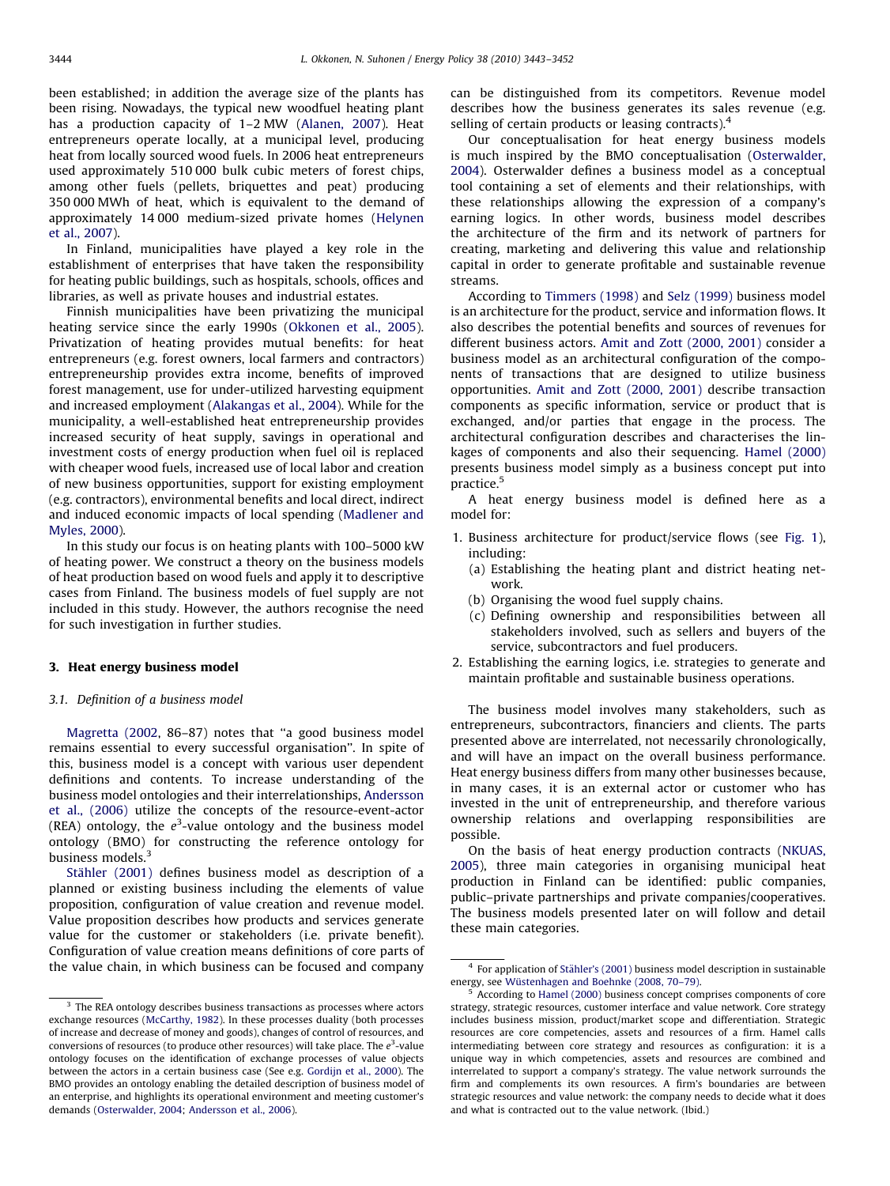been established; in addition the average size of the plants has been rising. Nowadays, the typical new woodfuel heating plant has a production capacity of 1–2 MW (Alanen, 2007). Heat entrepreneurs operate locally, at a municipal level, producing heat from locally sourced wood fuels. In 2006 heat entrepreneurs used approximately 510 000 bulk cubic meters of forest chips, among other fuels (pellets, briquettes and peat) producing 350 000 MWh of heat, which is equivalent to the demand of approximately 14 000 medium-sized private homes (Helynen et al., 2007).

In Finland, municipalities have played a key role in the establishment of enterprises that have taken the responsibility for heating public buildings, such as hospitals, schools, offices and libraries, as well as private houses and industrial estates.

Finnish municipalities have been privatizing the municipal heating service since the early 1990s (Okkonen et al., 2005). Privatization of heating provides mutual benefits: for heat entrepreneurs (e.g. forest owners, local farmers and contractors) entrepreneurship provides extra income, benefits of improved forest management, use for under-utilized harvesting equipment and increased employment (Alakangas et al., 2004). While for the municipality, a well-established heat entrepreneurship provides increased security of heat supply, savings in operational and investment costs of energy production when fuel oil is replaced with cheaper wood fuels, increased use of local labor and creation of new business opportunities, support for existing employment (e.g. contractors), environmental benefits and local direct, indirect and induced economic impacts of local spending (Madlener and Myles, 2000).

In this study our focus is on heating plants with 100–5000 kW of heating power. We construct a theory on the business models of heat production based on wood fuels and apply it to descriptive cases from Finland. The business models of fuel supply are not included in this study. However, the authors recognise the need for such investigation in further studies.

## 3. Heat energy business model

### 3.1. Definition of a business model

Magretta (2002, 86–87) notes that "a good business model remains essential to every successful organisation". In spite of this, business model is a concept with various user dependent definitions and contents. To increase understanding of the business model ontologies and their interrelationships, Andersson et al., (2006) utilize the concepts of the resource-event-actor (REA) ontology, the $e^3$-value ontology and the business model ontology (BMO) for constructing the reference ontology for business models.[3]

Stähler (2001) defines business model as description of a planned or existing business including the elements of value proposition, configuration of value creation and revenue model. Value proposition describes how products and services generate value for the customer or stakeholders (i.e. private benefit). Configuration of value creation means definitions of core parts of the value chain, in which business can be focused and company can be distinguished from its competitors. Revenue model describes how the business generates its sales revenue (e.g. selling of certain products or leasing contracts).[4]

Our conceptualisation for heat energy business models is much inspired by the BMO conceptualisation (Osterwalder, 2004). Osterwalder defines a business model as a conceptual tool containing a set of elements and their relationships, with these relationships allowing the expression of a company's earning logics. In other words, business model describes the architecture of the firm and its network of partners for creating, marketing and delivering this value and relationship capital in order to generate profitable and sustainable revenue streams.

According to Timmers (1998) and Selz (1999) business model is an architecture for the product, service and information flows. It also describes the potential benefits and sources of revenues for different business actors. Amit and Zott (2000, 2001) consider a business model as an architectural configuration of the components of transactions that are designed to utilize business opportunities. Amit and Zott (2000, 2001) describe transaction components as specific information, service or product that is exchanged, and/or parties that engage in the process. The architectural configuration describes and characterises the linkages of components and also their sequencing. Hamel (2000) presents business model simply as a business concept put into practice.[5]

A heat energy business model is defined here as a model for:

1. Business architecture for product/service flows (see Fig. 1), including:
   (a) Establishing the heating plant and district heating network.
   (b) Organising the wood fuel supply chains.
   (c) Defining ownership and responsibilities between all stakeholders involved, such as sellers and buyers of the service, subcontractors and fuel producers.
2. Establishing the earning logics, i.e. strategies to generate and maintain profitable and sustainable business operations.

The business model involves many stakeholders, such as entrepreneurs, subcontractors, financiers and clients. The parts presented above are interrelated, not necessarily chronologically, and will have an impact on the overall business performance. Heat energy business differs from many other businesses because, in many cases, it is an external actor or customer who has invested in the unit of entrepreneurship, and therefore various ownership relations and overlapping responsibilities are possible.

On the basis of heat energy production contracts (NKUAS, 2005), three main categories in organising municipal heat production in Finland can be identified: public companies, public–private partnerships and private companies/cooperatives. The business models presented later on will follow and detail these main categories.

---

[3] The REA ontology describes business transactions as processes where actors exchange resources (McCarthy, 1982). In these processes duality (both processes of increase and decrease of money and goods), changes of control of resources, and conversions of resources (to produce other resources) will take place. The $e^3$-value ontology focuses on the identification of exchange processes of value objects between the actors in a certain business case (See e.g. Gordijn et al., 2000). The BMO provides an ontology enabling the detailed description of business model of an enterprise, and highlights its operational environment and meeting customer's demands (Osterwalder, 2004; Andersson et al., 2006).

[4] For application of Stähler's (2001) business model description in sustainable energy, see Wüstenhagen and Boehnke (2008, 70–79).

[5] According to Hamel (2000) business concept comprises components of core strategy, strategic resources, customer interface and value network. Core strategy includes business mission, product/market scope and differentiation. Strategic resources are core competencies, assets and resources of a firm. Hamel calls intermediating between core strategy and resources as configuration: it is a unique way in which competencies, assets and resources are combined and interrelated to support a company's strategy. The value network surrounds the firm and complements its own resources. A firm's boundaries are between strategic resources and value network: the company needs to decide what it does and what is contracted out to the value network. (Ibid.)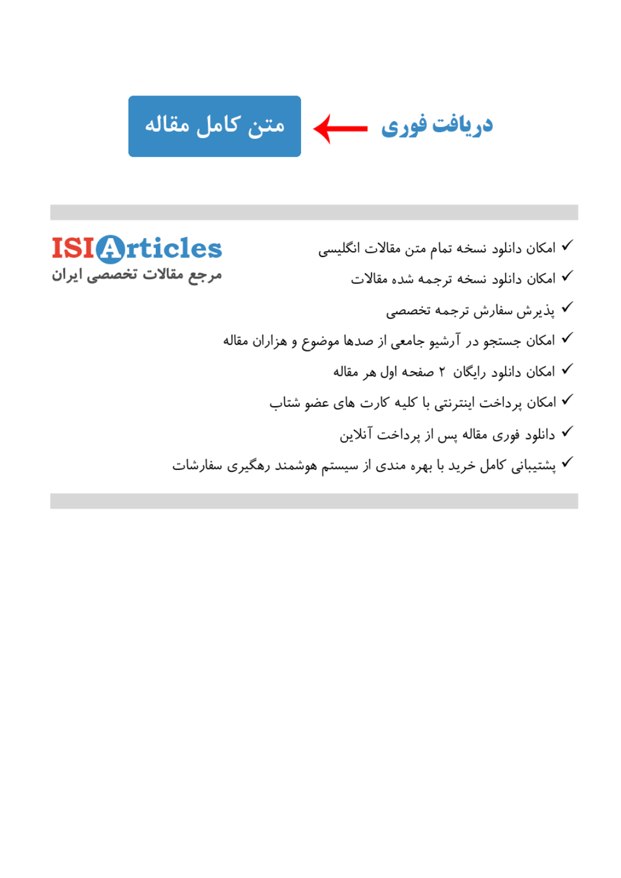دریافت فوری ← **متن کامل مقاله**

**ISIArticles**
مرجع مقالات تخصصی ایران

- ✓ امکان دانلود نسخه تمام متن مقالات انگلیسی
- ✓ امکان دانلود نسخه ترجمه شده مقالات
- ✓ پذیرش سفارش ترجمه تخصصی
- ✓ امکان جستجو در آرشیو جامعی از صدها موضوع و هزاران مقاله
- ✓ امکان دانلود رایگان ۲ صفحه اول هر مقاله
- ✓ امکان پرداخت اینترنتی با کلیه کارت های عضو شتاب
- ✓ دانلود فوری مقاله پس از پرداخت آنلاین
- ✓ پشتیبانی کامل خرید با بهره مندی از سیستم هوشمند رهگیری سفارشات